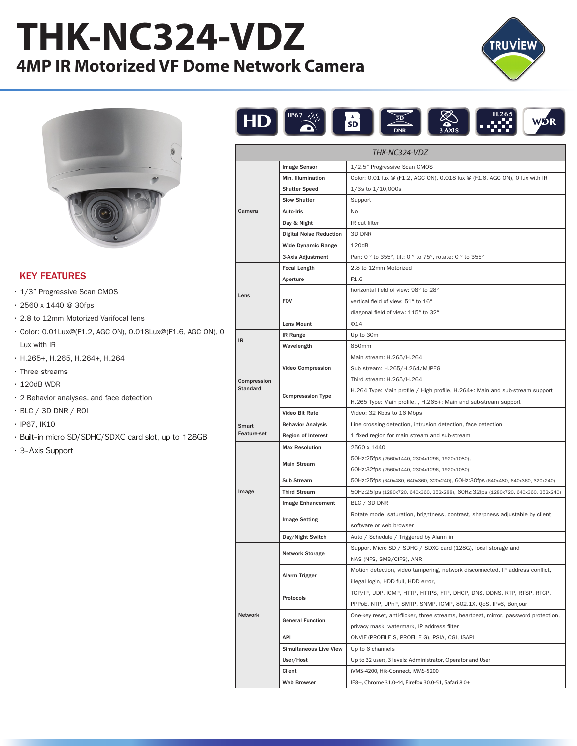# THK-NC324-VDZ

## 4MP IR Motorized VF Dome Network Camera

### KEY FEATURES

- 1/3" Progressive Scan CMOS
- 2560 x 1440 @ 30fps
- 2.8 to 12mm Motorized Varifocal lens
- Color: 0.01Lux@(F1.2, AGC ON), 0.018Lux@(F1.6, AGC ON), 0 Lux with IR
- H.265+, H.265, H.264+, H.264
- Three streams
- 120dB WDR
- 2 Behavior analyses, and face detection
- BLC / 3D DNR / ROI
- IP67, IK10
- Built-in micro SD/SDHC/SDXC card slot, up to 128GB
- 3-Axis Support

| THK-NC324-VDZ | | |
|---|---|---|
| Camera | Image Sensor | 1/2.5" Progressive Scan CMOS |
| | Min. Illumination | Color: 0.01 lux @ (F1.2, AGC ON), 0.018 lux @ (F1.6, AGC ON), 0 lux with IR |
| | Shutter Speed | 1/3s to 1/10,000s |
| | Slow Shutter | Support |
| | Auto-Iris | No |
| | Day & Night | IR cut filter |
| | Digital Noise Reduction | 3D DNR |
| | Wide Dynamic Range | 120dB |
| | 3-Axis Adjustment | Pan: 0 ° to 355°, tilt: 0 ° to 75°, rotate: 0 ° to 355° |
| Lens | Focal Length | 2.8 to 12mm Motorized |
| | Aperture | F1.6 |
| | FOV | horizontal field of view: 98° to 28°<br>vertical field of view: 51° to 16°<br>diagonal field of view: 115° to 32° |
| | Lens Mount | Φ14 |
| IR | IR Range | Up to 30m |
| | Wavelength | 850mm |
| Compression Standard | Video Compression | Main stream: H.265/H.264<br>Sub stream: H.265/H.264/MJPEG<br>Third stream: H.265/H.264 |
| | Compresssion Type | H.264 Type: Main profile / High profile, H.264+: Main and sub-stream support<br>H.265 Type: Main profile, , H.265+: Main and sub-stream support |
| | Video Bit Rate | Video: 32 Kbps to 16 Mbps |
| Smart Feature-set | Behavior Analysis | Line crossing detection, intrusion detection, face detection |
| | Region of Interest | 1 fixed region for main stream and sub-stream |
| Image | Max Resolution | 2560 x 1440 |
| | Main Stream | 50Hz:25fps (2560x1440, 2304x1296, 1920x1080),<br>60Hz:32fps (2560x1440, 2304x1296, 1920x1080) |
| | Sub Stream | 50Hz:25fps (640x480, 640x360, 320x240), 60Hz:30fps (640x480, 640x360, 320x240) |
| | Third Stream | 50Hz:25fps (1280x720, 640x360, 352x288), 60Hz:32fps (1280x720, 640x360, 352x240) |
| | Image Enhancement | BLC / 3D DNR |
| | Image Setting | Rotate mode, saturation, brightness, contrast, sharpness adjustable by client software or web browser |
| | Day/Night Switch | Auto / Schedule / Triggered by Alarm in |
| Network | Network Storage | Support Micro SD / SDHC / SDXC card (128G), local storage and NAS (NFS, SMB/CIFS), ANR |
| | Alarm Trigger | Motion detection, video tampering, network disconnected, IP address conflict, illegal login, HDD full, HDD error, |
| | Protocols | TCP/IP, UDP, ICMP, HTTP, HTTPS, FTP, DHCP, DNS, DDNS, RTP, RTSP, RTCP, PPPoE, NTP, UPnP, SMTP, SNMP, IGMP, 802.1X, QoS, IPv6, Bonjour |
| | General Function | One-key reset, anti-flicker, three streams, heartbeat, mirror, password protection, privacy mask, watermark, IP address filter |
| | API | ONVIF (PROFILE S, PROFILE G), PSIA, CGI, ISAPI |
| | Simultaneous Live View | Up to 6 channels |
| | User/Host | Up to 32 users, 3 levels: Administrator, Operator and User |
| | Client | iVMS-4200, Hik-Connect, iVMS-5200 |
| | Web Browser | IE8+, Chrome 31.0-44, Firefox 30.0-51, Safari 8.0+ |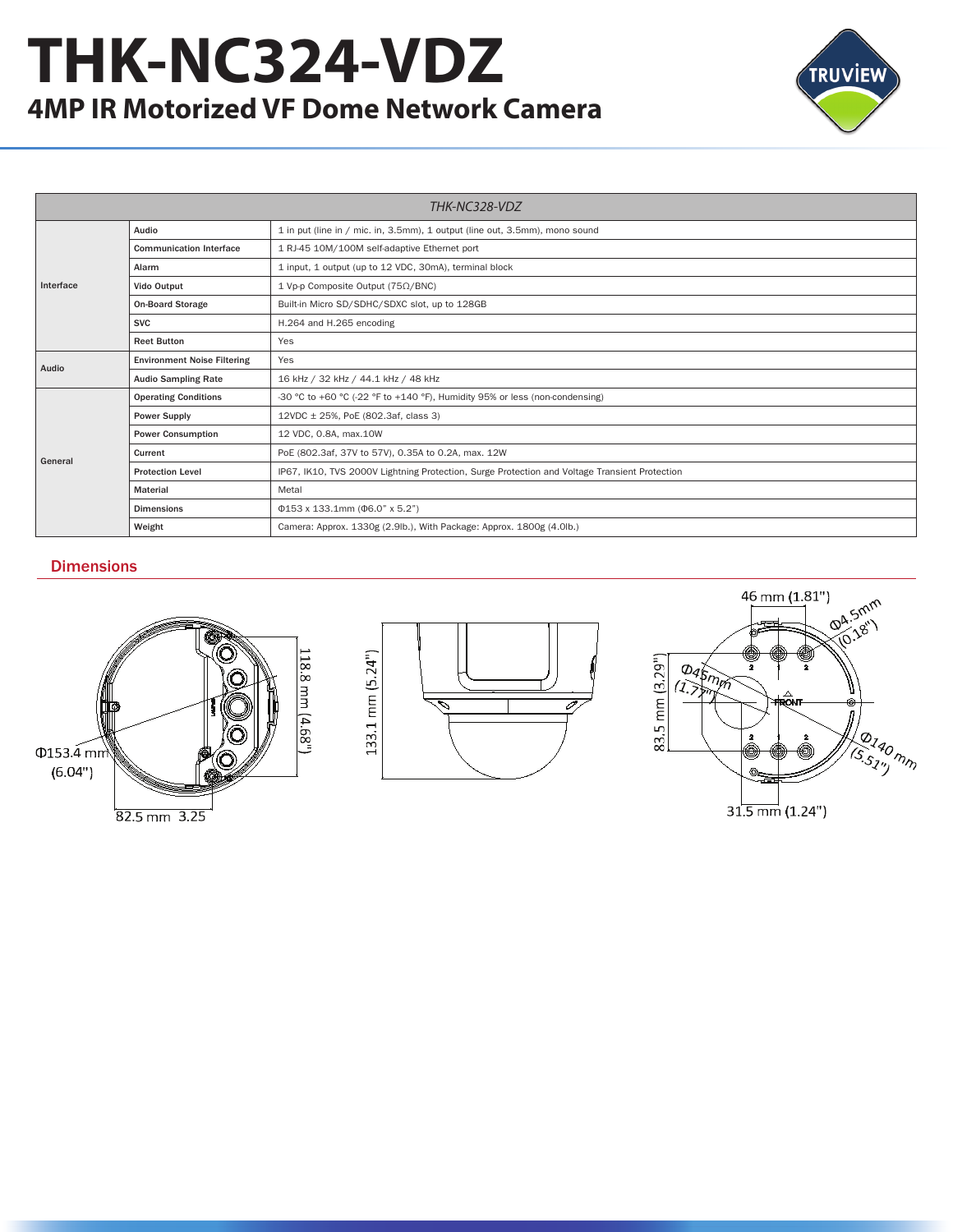# THK-NC324-VDZ

## 4MP IR Motorized VF Dome Network Camera

| THK-NC328-VDZ | | |
|---|---|---|
| Interface | Audio | 1 in put (line in / mic. in, 3.5mm), 1 output (line out, 3.5mm), mono sound |
| | Communication Interface | 1 RJ-45 10M/100M self-adaptive Ethernet port |
| | Alarm | 1 input, 1 output (up to 12 VDC, 30mA), terminal block |
| | Vido Output | 1 Vp-p Composite Output (75Ω/BNC) |
| | On-Board Storage | Built-in Micro SD/SDHC/SDXC slot, up to 128GB |
| | SVC | H.264 and H.265 encoding |
| | Reet Button | Yes |
| Audio | Environment Noise Filtering | Yes |
| | Audio Sampling Rate | 16 kHz / 32 kHz / 44.1 kHz / 48 kHz |
| General | Operating Conditions | -30 °C to +60 °C (-22 °F to +140 °F), Humidity 95% or less (non-condensing) |
| | Power Supply | 12VDC ± 25%, PoE (802.3af, class 3) |
| | Power Consumption | 12 VDC, 0.8A, max.10W |
| | Current | PoE (802.3af, 37V to 57V), 0.35A to 0.2A, max. 12W |
| | Protection Level | IP67, IK10, TVS 2000V Lightning Protection, Surge Protection and Voltage Transient Protection |
| | Material | Metal |
| | Dimensions | Φ153 x 133.1mm (Φ6.0" x 5.2") |
| | Weight | Camera: Approx. 1330g (2.9lb.), With Package: Approx. 1800g (4.0lb.) |

## Dimensions

Φ153.4 mm (6.04")
118.8 mm (4.68")
82.5 mm 3.25
133.1 mm (5.24")
46 mm (1.81")
Φ4.5mm (0.18")
Φ45mm (1.77")
83.5 mm (3.29")
FRONT
Φ140 mm (5.51")
31.5 mm (1.24")